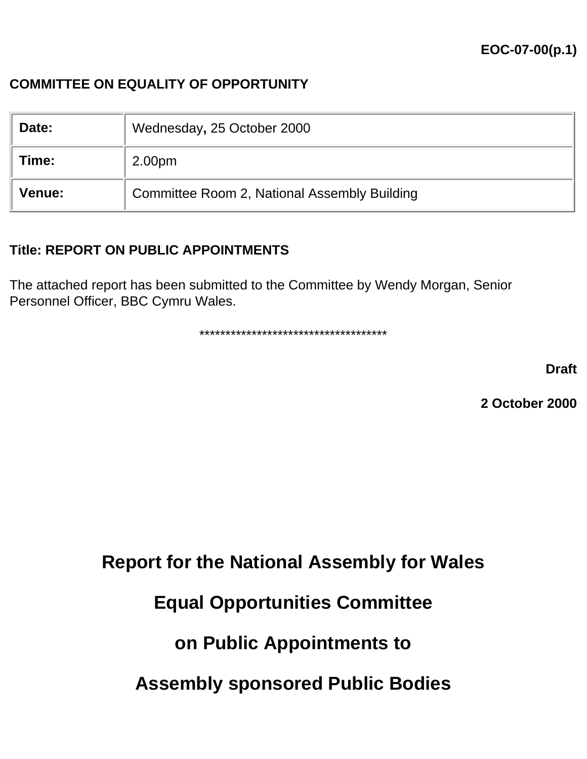**EOC-07-00(p.1)**

**COMMITTEE ON EQUALITY OF OPPORTUNITY**

| | |
|---|---|
| **Date:** | Wednesday**,** 25 October 2000 |
| **Time:** | 2.00pm |
| **Venue:** | Committee Room 2, National Assembly Building |

**Title: REPORT ON PUBLIC APPOINTMENTS**

The attached report has been submitted to the Committee by Wendy Morgan, Senior Personnel Officer, BBC Cymru Wales.

************************************

**Draft**

**2 October 2000**

# Report for the National Assembly for Wales

# Equal Opportunities Committee

# on Public Appointments to

# Assembly sponsored Public Bodies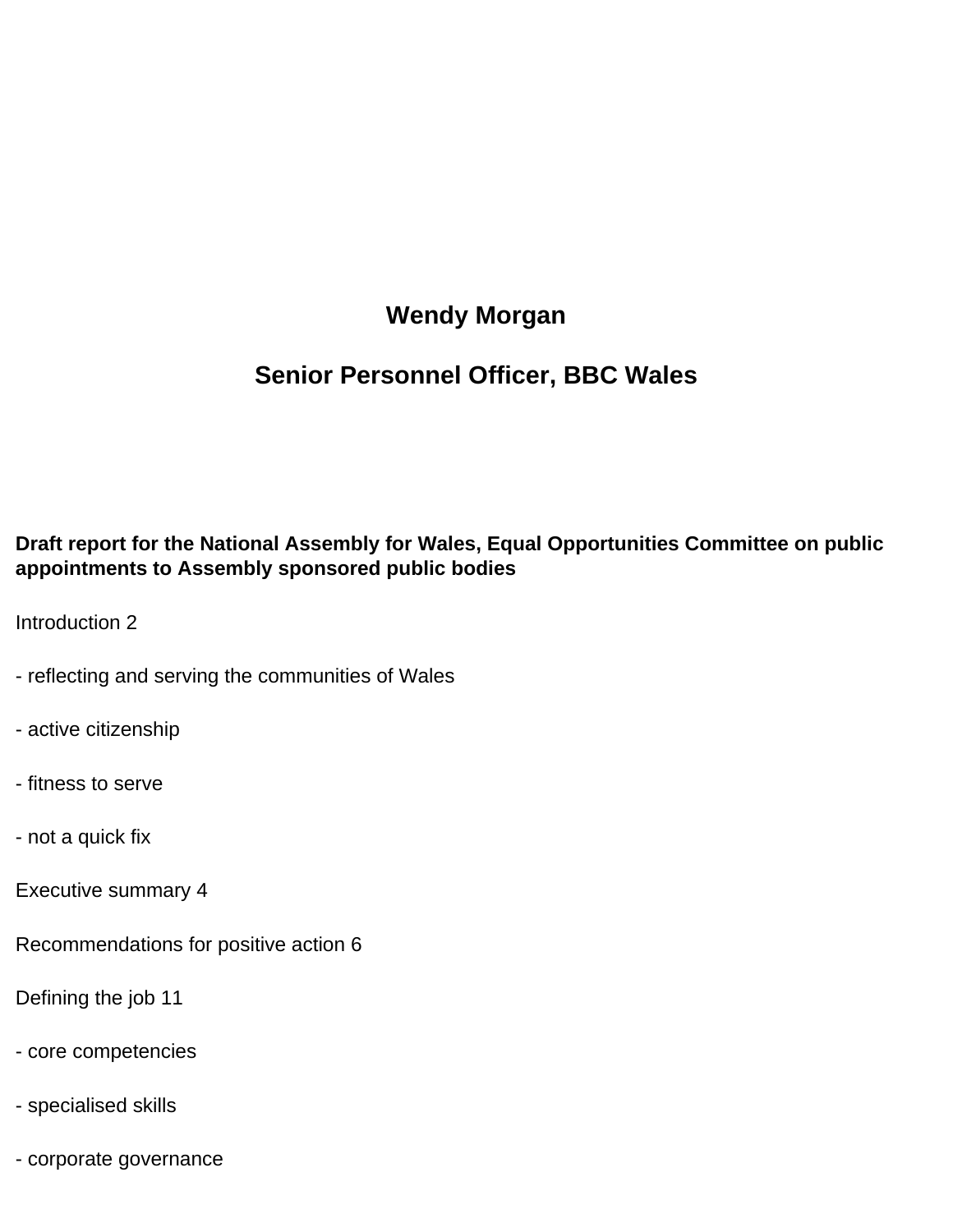**Wendy Morgan**

**Senior Personnel Officer, BBC Wales**

**Draft report for the National Assembly for Wales, Equal Opportunities Committee on public appointments to Assembly sponsored public bodies**

Introduction 2

- reflecting and serving the communities of Wales

- active citizenship

- fitness to serve

- not a quick fix

Executive summary 4

Recommendations for positive action 6

Defining the job 11

- core competencies

- specialised skills

- corporate governance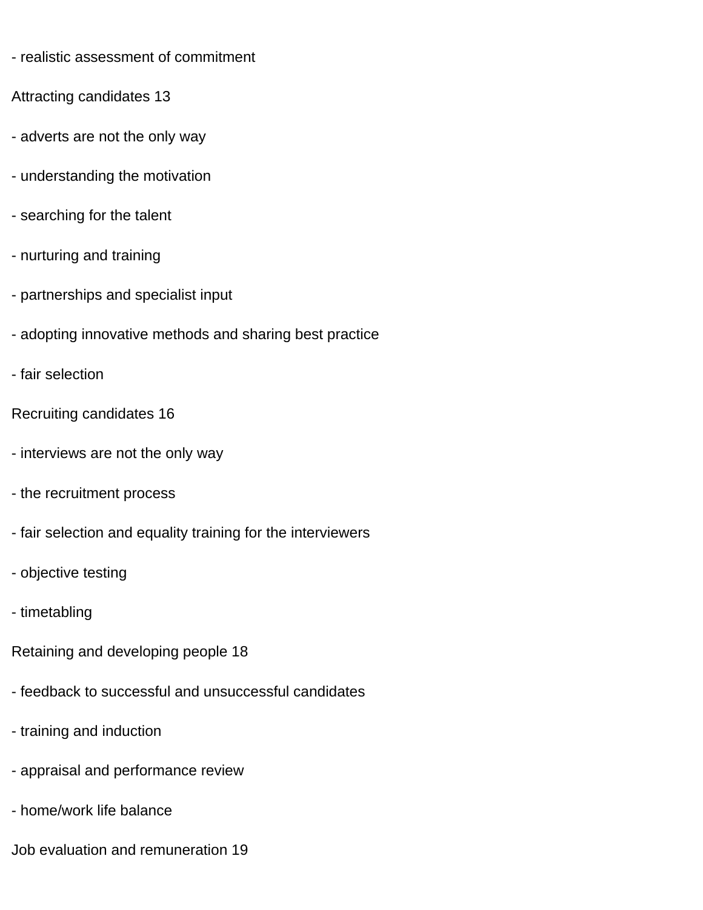- realistic assessment of commitment

Attracting candidates 13

- adverts are not the only way
- understanding the motivation
- searching for the talent
- nurturing and training
- partnerships and specialist input
- adopting innovative methods and sharing best practice
- fair selection

Recruiting candidates 16

- interviews are not the only way
- the recruitment process
- fair selection and equality training for the interviewers
- objective testing
- timetabling

Retaining and developing people 18

- feedback to successful and unsuccessful candidates
- training and induction
- appraisal and performance review
- home/work life balance

Job evaluation and remuneration 19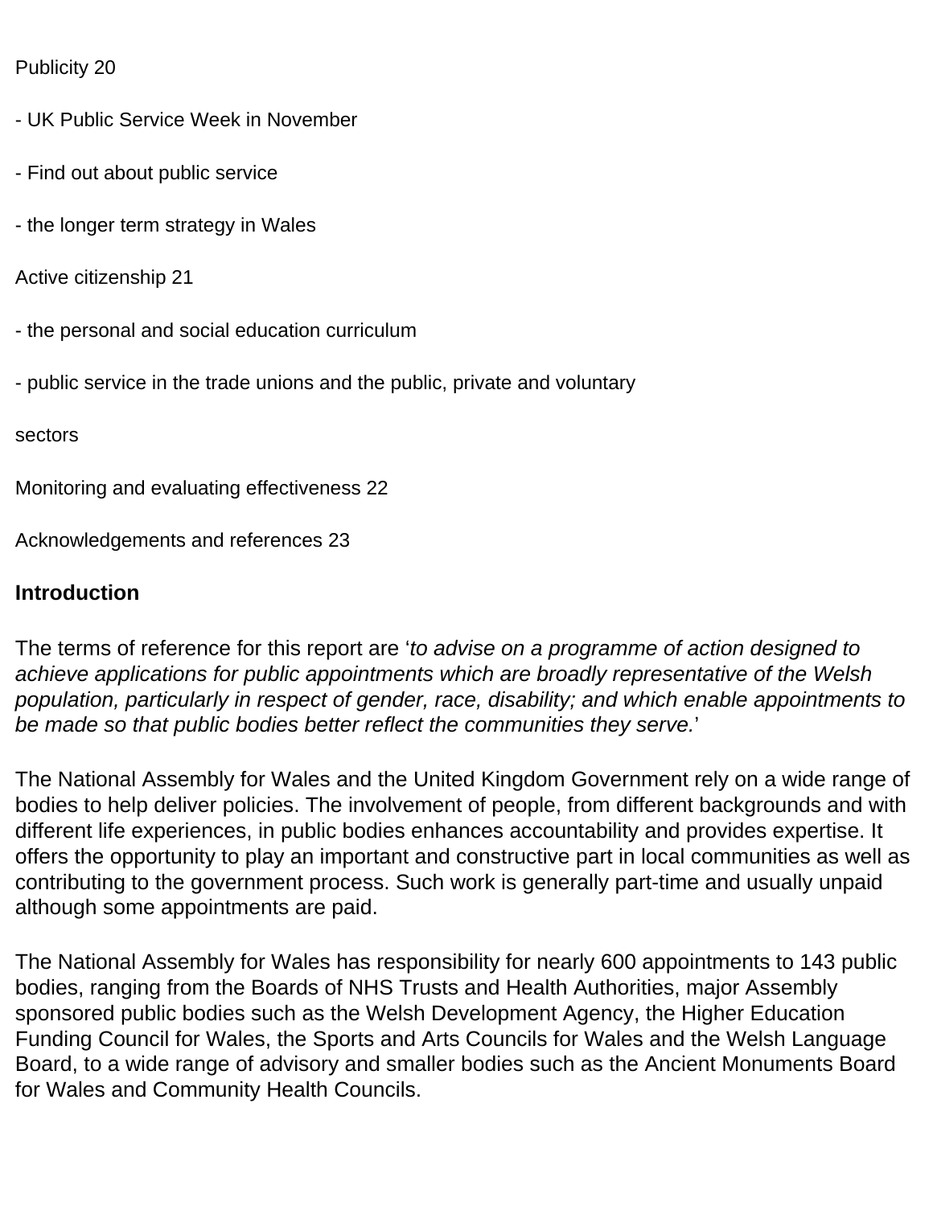Publicity 20

- UK Public Service Week in November

- Find out about public service

- the longer term strategy in Wales

Active citizenship 21

- the personal and social education curriculum

- public service in the trade unions and the public, private and voluntary

sectors

Monitoring and evaluating effectiveness 22

Acknowledgements and references 23

## Introduction

The terms of reference for this report are '*to advise on a programme of action designed to achieve applications for public appointments which are broadly representative of the Welsh population, particularly in respect of gender, race, disability; and which enable appointments to be made so that public bodies better reflect the communities they serve.*'

The National Assembly for Wales and the United Kingdom Government rely on a wide range of bodies to help deliver policies. The involvement of people, from different backgrounds and with different life experiences, in public bodies enhances accountability and provides expertise. It offers the opportunity to play an important and constructive part in local communities as well as contributing to the government process. Such work is generally part-time and usually unpaid although some appointments are paid.

The National Assembly for Wales has responsibility for nearly 600 appointments to 143 public bodies, ranging from the Boards of NHS Trusts and Health Authorities, major Assembly sponsored public bodies such as the Welsh Development Agency, the Higher Education Funding Council for Wales, the Sports and Arts Councils for Wales and the Welsh Language Board, to a wide range of advisory and smaller bodies such as the Ancient Monuments Board for Wales and Community Health Councils.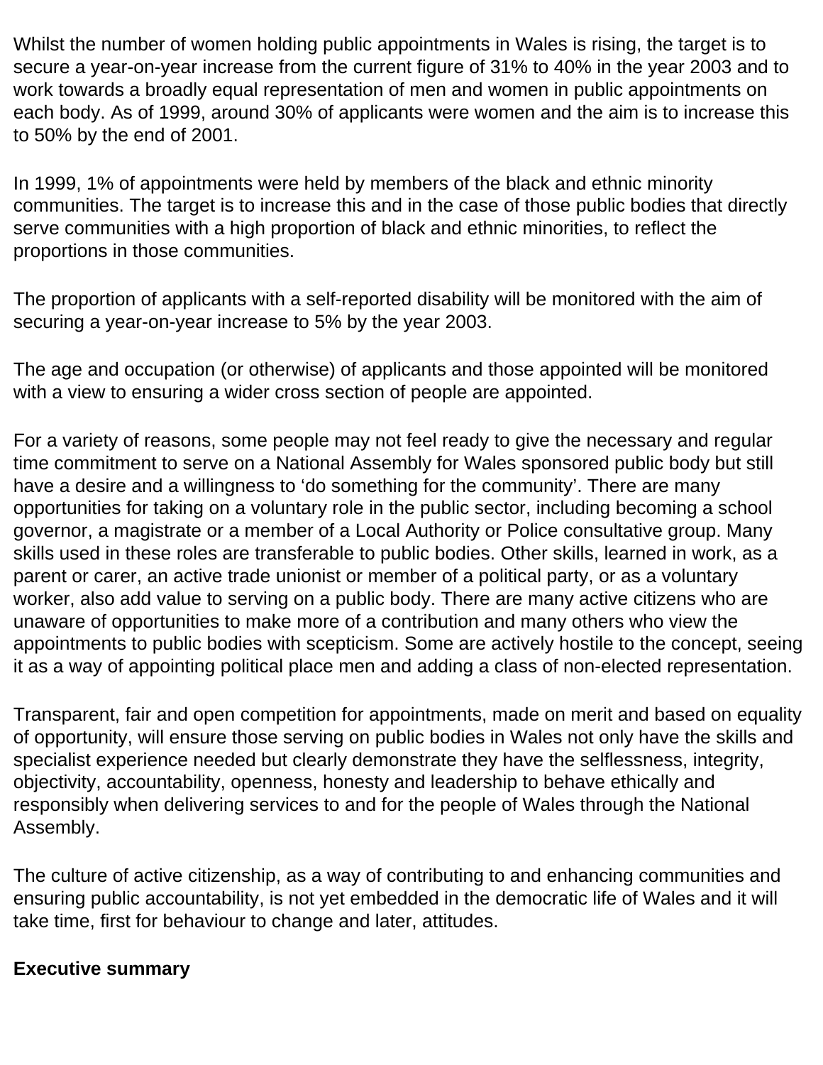Whilst the number of women holding public appointments in Wales is rising, the target is to secure a year-on-year increase from the current figure of 31% to 40% in the year 2003 and to work towards a broadly equal representation of men and women in public appointments on each body. As of 1999, around 30% of applicants were women and the aim is to increase this to 50% by the end of 2001.

In 1999, 1% of appointments were held by members of the black and ethnic minority communities. The target is to increase this and in the case of those public bodies that directly serve communities with a high proportion of black and ethnic minorities, to reflect the proportions in those communities.

The proportion of applicants with a self-reported disability will be monitored with the aim of securing a year-on-year increase to 5% by the year 2003.

The age and occupation (or otherwise) of applicants and those appointed will be monitored with a view to ensuring a wider cross section of people are appointed.

For a variety of reasons, some people may not feel ready to give the necessary and regular time commitment to serve on a National Assembly for Wales sponsored public body but still have a desire and a willingness to 'do something for the community'. There are many opportunities for taking on a voluntary role in the public sector, including becoming a school governor, a magistrate or a member of a Local Authority or Police consultative group. Many skills used in these roles are transferable to public bodies. Other skills, learned in work, as a parent or carer, an active trade unionist or member of a political party, or as a voluntary worker, also add value to serving on a public body. There are many active citizens who are unaware of opportunities to make more of a contribution and many others who view the appointments to public bodies with scepticism. Some are actively hostile to the concept, seeing it as a way of appointing political place men and adding a class of non-elected representation.

Transparent, fair and open competition for appointments, made on merit and based on equality of opportunity, will ensure those serving on public bodies in Wales not only have the skills and specialist experience needed but clearly demonstrate they have the selflessness, integrity, objectivity, accountability, openness, honesty and leadership to behave ethically and responsibly when delivering services to and for the people of Wales through the National Assembly.

The culture of active citizenship, as a way of contributing to and enhancing communities and ensuring public accountability, is not yet embedded in the democratic life of Wales and it will take time, first for behaviour to change and later, attitudes.

**Executive summary**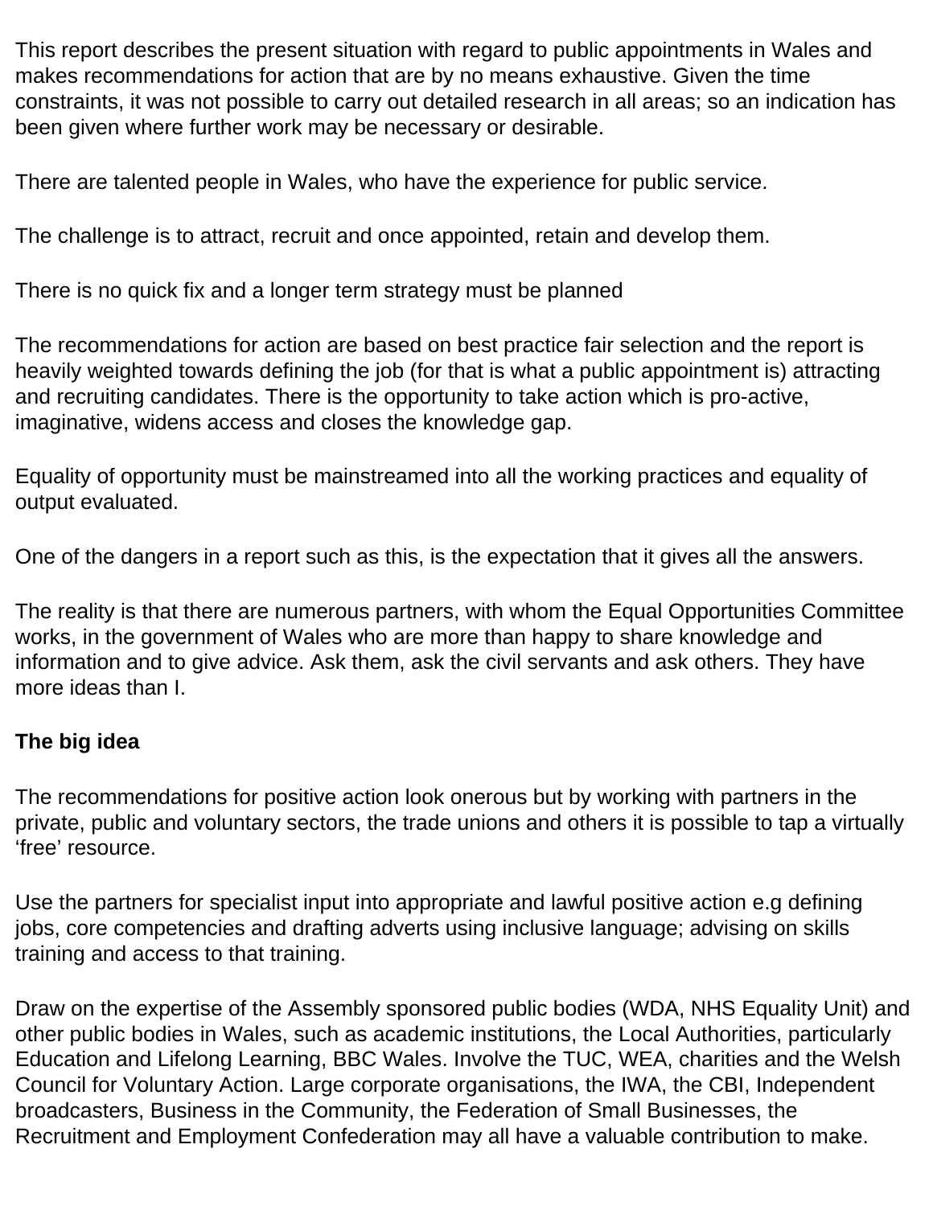This report describes the present situation with regard to public appointments in Wales and makes recommendations for action that are by no means exhaustive. Given the time constraints, it was not possible to carry out detailed research in all areas; so an indication has been given where further work may be necessary or desirable.

There are talented people in Wales, who have the experience for public service.

The challenge is to attract, recruit and once appointed, retain and develop them.

There is no quick fix and a longer term strategy must be planned

The recommendations for action are based on best practice fair selection and the report is heavily weighted towards defining the job (for that is what a public appointment is) attracting and recruiting candidates. There is the opportunity to take action which is pro-active, imaginative, widens access and closes the knowledge gap.

Equality of opportunity must be mainstreamed into all the working practices and equality of output evaluated.

One of the dangers in a report such as this, is the expectation that it gives all the answers.

The reality is that there are numerous partners, with whom the Equal Opportunities Committee works, in the government of Wales who are more than happy to share knowledge and information and to give advice. Ask them, ask the civil servants and ask others. They have more ideas than I.

**The big idea**

The recommendations for positive action look onerous but by working with partners in the private, public and voluntary sectors, the trade unions and others it is possible to tap a virtually 'free' resource.

Use the partners for specialist input into appropriate and lawful positive action e.g defining jobs, core competencies and drafting adverts using inclusive language; advising on skills training and access to that training.

Draw on the expertise of the Assembly sponsored public bodies (WDA, NHS Equality Unit) and other public bodies in Wales, such as academic institutions, the Local Authorities, particularly Education and Lifelong Learning, BBC Wales. Involve the TUC, WEA, charities and the Welsh Council for Voluntary Action. Large corporate organisations, the IWA, the CBI, Independent broadcasters, Business in the Community, the Federation of Small Businesses, the Recruitment and Employment Confederation may all have a valuable contribution to make.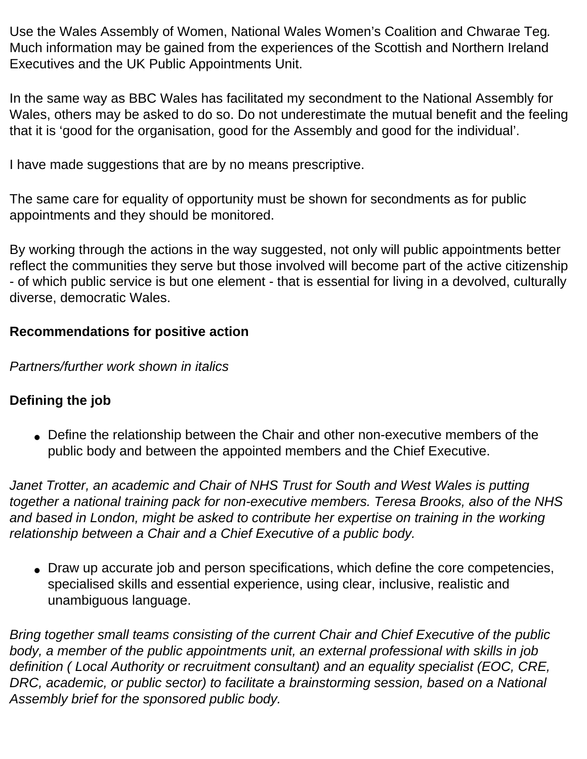Use the Wales Assembly of Women, National Wales Women's Coalition and Chwarae Teg. Much information may be gained from the experiences of the Scottish and Northern Ireland Executives and the UK Public Appointments Unit.

In the same way as BBC Wales has facilitated my secondment to the National Assembly for Wales, others may be asked to do so. Do not underestimate the mutual benefit and the feeling that it is 'good for the organisation, good for the Assembly and good for the individual'.

I have made suggestions that are by no means prescriptive.

The same care for equality of opportunity must be shown for secondments as for public appointments and they should be monitored.

By working through the actions in the way suggested, not only will public appointments better reflect the communities they serve but those involved will become part of the active citizenship - of which public service is but one element - that is essential for living in a devolved, culturally diverse, democratic Wales.

**Recommendations for positive action**

*Partners/further work shown in italics*

**Defining the job**

- Define the relationship between the Chair and other non-executive members of the public body and between the appointed members and the Chief Executive.

*Janet Trotter, an academic and Chair of NHS Trust for South and West Wales is putting together a national training pack for non-executive members. Teresa Brooks, also of the NHS and based in London, might be asked to contribute her expertise on training in the working relationship between a Chair and a Chief Executive of a public body.*

- Draw up accurate job and person specifications, which define the core competencies, specialised skills and essential experience, using clear, inclusive, realistic and unambiguous language.

*Bring together small teams consisting of the current Chair and Chief Executive of the public body, a member of the public appointments unit, an external professional with skills in job definition ( Local Authority or recruitment consultant) and an equality specialist (EOC, CRE, DRC, academic, or public sector) to facilitate a brainstorming session, based on a National Assembly brief for the sponsored public body.*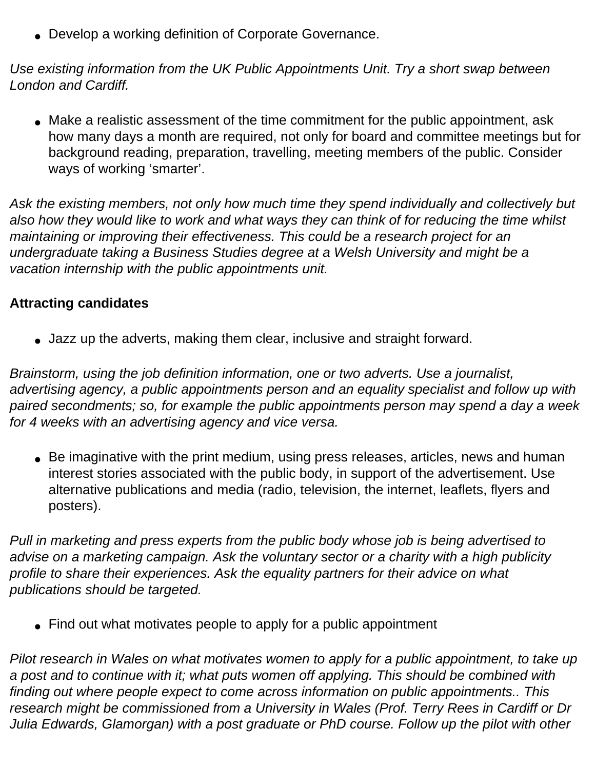- Develop a working definition of Corporate Governance.

*Use existing information from the UK Public Appointments Unit. Try a short swap between London and Cardiff.*

- Make a realistic assessment of the time commitment for the public appointment, ask how many days a month are required, not only for board and committee meetings but for background reading, preparation, travelling, meeting members of the public. Consider ways of working 'smarter'.

*Ask the existing members, not only how much time they spend individually and collectively but also how they would like to work and what ways they can think of for reducing the time whilst maintaining or improving their effectiveness. This could be a research project for an undergraduate taking a Business Studies degree at a Welsh University and might be a vacation internship with the public appointments unit.*

**Attracting candidates**

- Jazz up the adverts, making them clear, inclusive and straight forward.

*Brainstorm, using the job definition information, one or two adverts. Use a journalist, advertising agency, a public appointments person and an equality specialist and follow up with paired secondments; so, for example the public appointments person may spend a day a week for 4 weeks with an advertising agency and vice versa.*

- Be imaginative with the print medium, using press releases, articles, news and human interest stories associated with the public body, in support of the advertisement. Use alternative publications and media (radio, television, the internet, leaflets, flyers and posters).

*Pull in marketing and press experts from the public body whose job is being advertised to advise on a marketing campaign. Ask the voluntary sector or a charity with a high publicity profile to share their experiences. Ask the equality partners for their advice on what publications should be targeted.*

- Find out what motivates people to apply for a public appointment

*Pilot research in Wales on what motivates women to apply for a public appointment, to take up a post and to continue with it; what puts women off applying. This should be combined with finding out where people expect to come across information on public appointments.. This research might be commissioned from a University in Wales (Prof. Terry Rees in Cardiff or Dr Julia Edwards, Glamorgan) with a post graduate or PhD course. Follow up the pilot with other*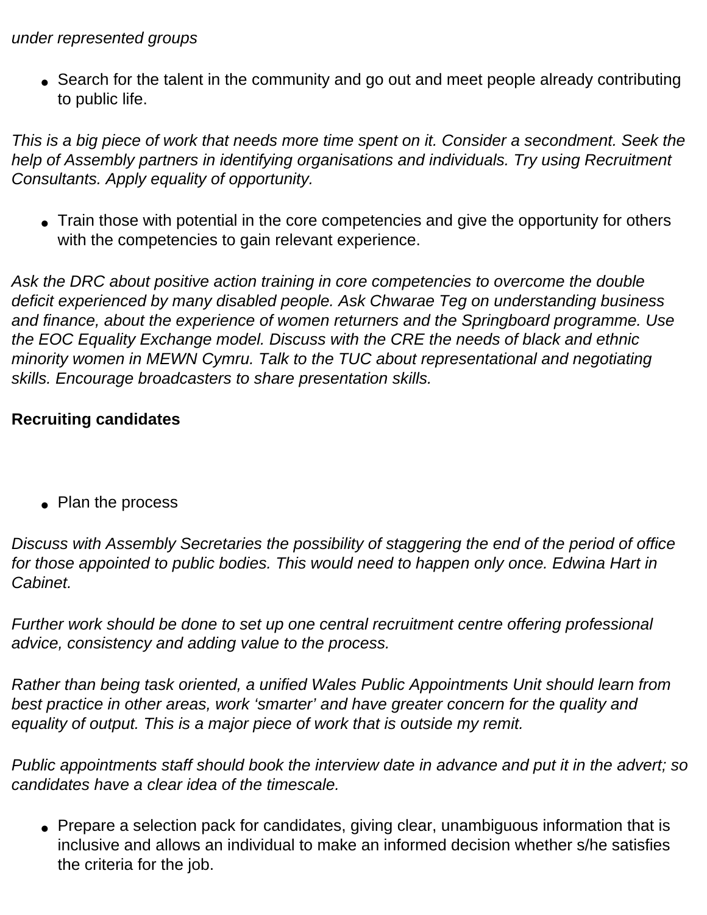*under represented groups*

- Search for the talent in the community and go out and meet people already contributing to public life.

*This is a big piece of work that needs more time spent on it. Consider a secondment. Seek the help of Assembly partners in identifying organisations and individuals. Try using Recruitment Consultants. Apply equality of opportunity.*

- Train those with potential in the core competencies and give the opportunity for others with the competencies to gain relevant experience.

*Ask the DRC about positive action training in core competencies to overcome the double deficit experienced by many disabled people. Ask Chwarae Teg on understanding business and finance, about the experience of women returners and the Springboard programme. Use the EOC Equality Exchange model. Discuss with the CRE the needs of black and ethnic minority women in MEWN Cymru. Talk to the TUC about representational and negotiating skills. Encourage broadcasters to share presentation skills.*

**Recruiting candidates**

- Plan the process

*Discuss with Assembly Secretaries the possibility of staggering the end of the period of office for those appointed to public bodies. This would need to happen only once. Edwina Hart in Cabinet.*

*Further work should be done to set up one central recruitment centre offering professional advice, consistency and adding value to the process.*

*Rather than being task oriented, a unified Wales Public Appointments Unit should learn from best practice in other areas, work 'smarter' and have greater concern for the quality and equality of output. This is a major piece of work that is outside my remit.*

*Public appointments staff should book the interview date in advance and put it in the advert; so candidates have a clear idea of the timescale.*

- Prepare a selection pack for candidates, giving clear, unambiguous information that is inclusive and allows an individual to make an informed decision whether s/he satisfies the criteria for the job.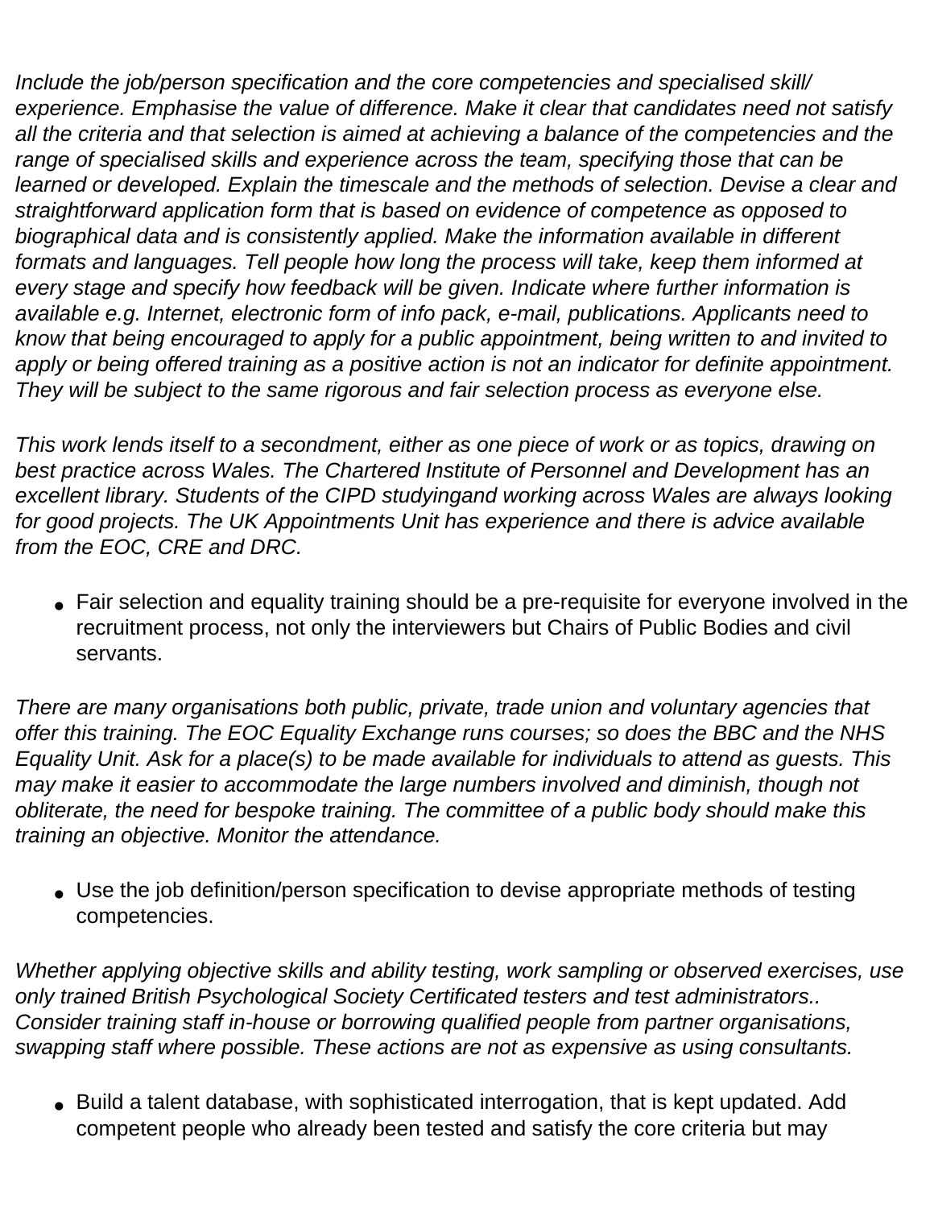*Include the job/person specification and the core competencies and specialised skill/ experience. Emphasise the value of difference. Make it clear that candidates need not satisfy all the criteria and that selection is aimed at achieving a balance of the competencies and the range of specialised skills and experience across the team, specifying those that can be learned or developed. Explain the timescale and the methods of selection. Devise a clear and straightforward application form that is based on evidence of competence as opposed to biographical data and is consistently applied. Make the information available in different formats and languages. Tell people how long the process will take, keep them informed at every stage and specify how feedback will be given. Indicate where further information is available e.g. Internet, electronic form of info pack, e-mail, publications. Applicants need to know that being encouraged to apply for a public appointment, being written to and invited to apply or being offered training as a positive action is not an indicator for definite appointment. They will be subject to the same rigorous and fair selection process as everyone else.*

*This work lends itself to a secondment, either as one piece of work or as topics, drawing on best practice across Wales. The Chartered Institute of Personnel and Development has an excellent library. Students of the CIPD studyingand working across Wales are always looking for good projects. The UK Appointments Unit has experience and there is advice available from the EOC, CRE and DRC.*

- Fair selection and equality training should be a pre-requisite for everyone involved in the recruitment process, not only the interviewers but Chairs of Public Bodies and civil servants.

*There are many organisations both public, private, trade union and voluntary agencies that offer this training. The EOC Equality Exchange runs courses; so does the BBC and the NHS Equality Unit. Ask for a place(s) to be made available for individuals to attend as guests. This may make it easier to accommodate the large numbers involved and diminish, though not obliterate, the need for bespoke training. The committee of a public body should make this training an objective. Monitor the attendance.*

- Use the job definition/person specification to devise appropriate methods of testing competencies.

*Whether applying objective skills and ability testing, work sampling or observed exercises, use only trained British Psychological Society Certificated testers and test administrators.. Consider training staff in-house or borrowing qualified people from partner organisations, swapping staff where possible. These actions are not as expensive as using consultants.*

- Build a talent database, with sophisticated interrogation, that is kept updated. Add competent people who already been tested and satisfy the core criteria but may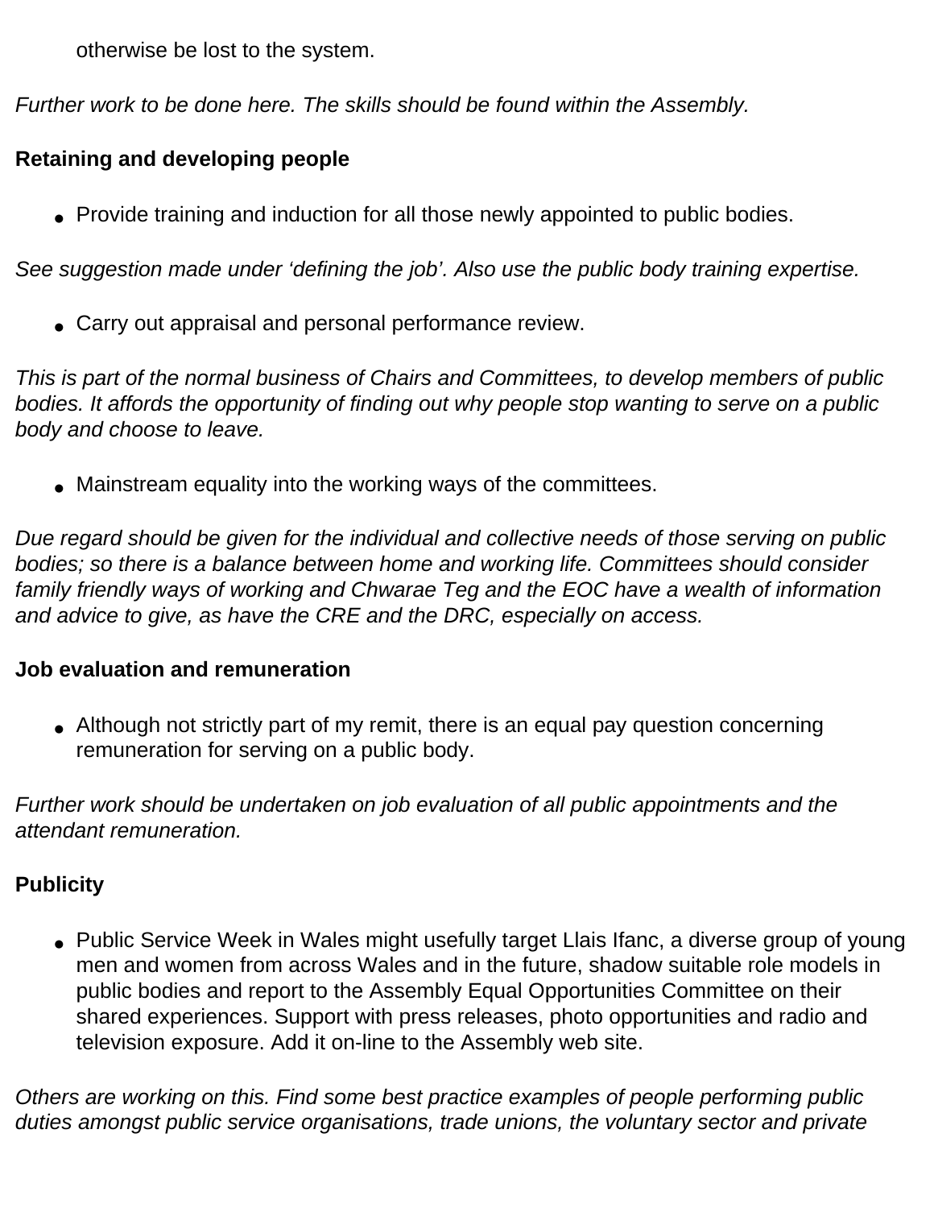otherwise be lost to the system.

*Further work to be done here. The skills should be found within the Assembly.*

**Retaining and developing people**

- Provide training and induction for all those newly appointed to public bodies.

*See suggestion made under 'defining the job'. Also use the public body training expertise.*

- Carry out appraisal and personal performance review.

*This is part of the normal business of Chairs and Committees, to develop members of public bodies. It affords the opportunity of finding out why people stop wanting to serve on a public body and choose to leave.*

- Mainstream equality into the working ways of the committees.

*Due regard should be given for the individual and collective needs of those serving on public bodies; so there is a balance between home and working life. Committees should consider family friendly ways of working and Chwarae Teg and the EOC have a wealth of information and advice to give, as have the CRE and the DRC, especially on access.*

**Job evaluation and remuneration**

- Although not strictly part of my remit, there is an equal pay question concerning remuneration for serving on a public body.

*Further work should be undertaken on job evaluation of all public appointments and the attendant remuneration.*

**Publicity**

- Public Service Week in Wales might usefully target Llais Ifanc, a diverse group of young men and women from across Wales and in the future, shadow suitable role models in public bodies and report to the Assembly Equal Opportunities Committee on their shared experiences. Support with press releases, photo opportunities and radio and television exposure. Add it on-line to the Assembly web site.

*Others are working on this. Find some best practice examples of people performing public duties amongst public service organisations, trade unions, the voluntary sector and private*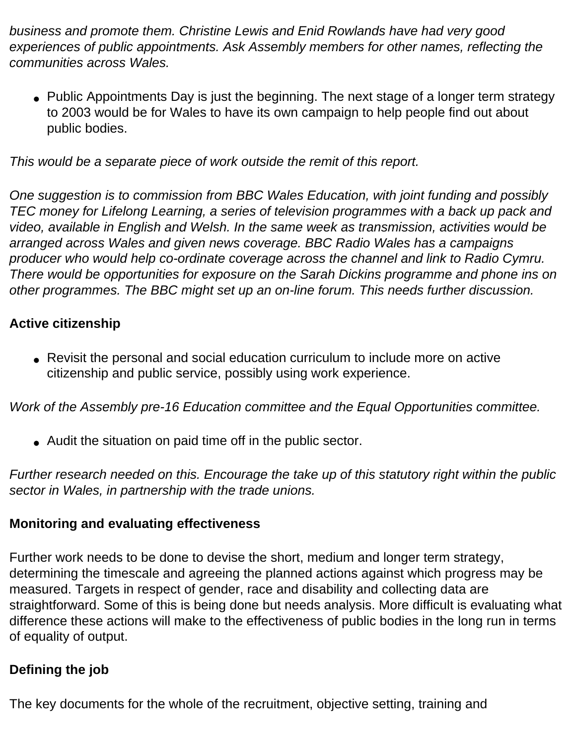*business and promote them. Christine Lewis and Enid Rowlands have had very good experiences of public appointments. Ask Assembly members for other names, reflecting the communities across Wales.*

- Public Appointments Day is just the beginning. The next stage of a longer term strategy to 2003 would be for Wales to have its own campaign to help people find out about public bodies.

*This would be a separate piece of work outside the remit of this report.*

*One suggestion is to commission from BBC Wales Education, with joint funding and possibly TEC money for Lifelong Learning, a series of television programmes with a back up pack and video, available in English and Welsh. In the same week as transmission, activities would be arranged across Wales and given news coverage. BBC Radio Wales has a campaigns producer who would help co-ordinate coverage across the channel and link to Radio Cymru. There would be opportunities for exposure on the Sarah Dickins programme and phone ins on other programmes. The BBC might set up an on-line forum. This needs further discussion.*

**Active citizenship**

- Revisit the personal and social education curriculum to include more on active citizenship and public service, possibly using work experience.

*Work of the Assembly pre-16 Education committee and the Equal Opportunities committee.*

- Audit the situation on paid time off in the public sector.

*Further research needed on this. Encourage the take up of this statutory right within the public sector in Wales, in partnership with the trade unions.*

**Monitoring and evaluating effectiveness**

Further work needs to be done to devise the short, medium and longer term strategy, determining the timescale and agreeing the planned actions against which progress may be measured. Targets in respect of gender, race and disability and collecting data are straightforward. Some of this is being done but needs analysis. More difficult is evaluating what difference these actions will make to the effectiveness of public bodies in the long run in terms of equality of output.

**Defining the job**

The key documents for the whole of the recruitment, objective setting, training and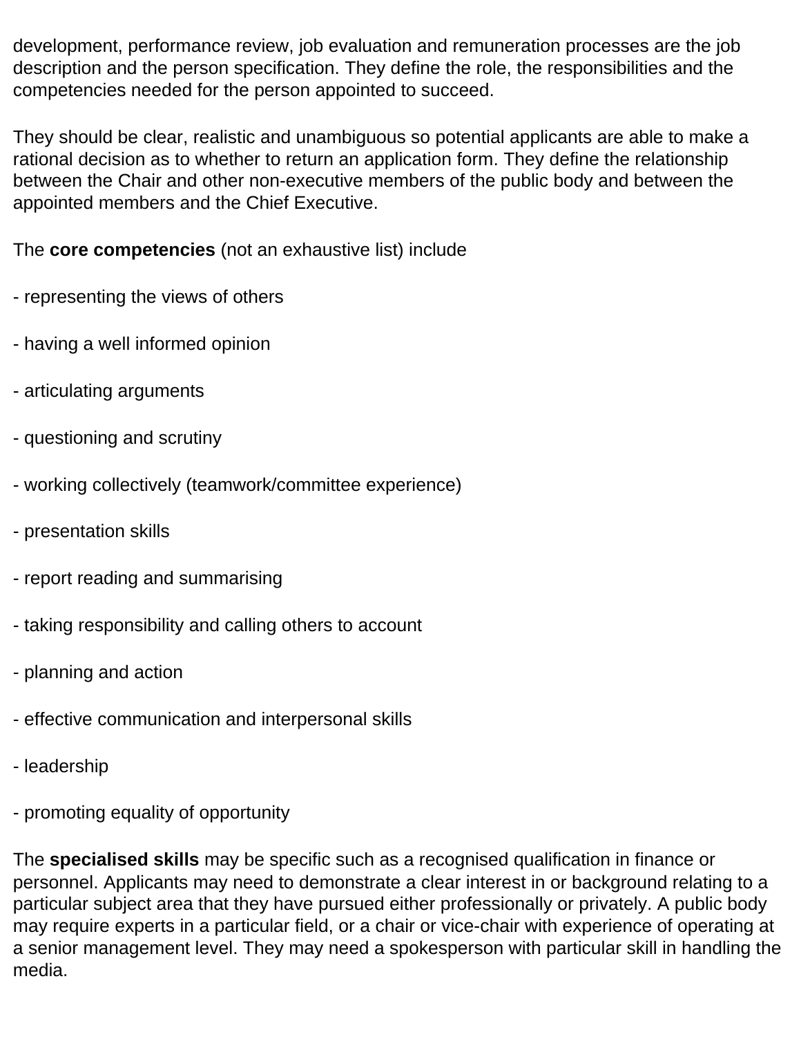development, performance review, job evaluation and remuneration processes are the job description and the person specification. They define the role, the responsibilities and the competencies needed for the person appointed to succeed.

They should be clear, realistic and unambiguous so potential applicants are able to make a rational decision as to whether to return an application form. They define the relationship between the Chair and other non-executive members of the public body and between the appointed members and the Chief Executive.

The **core competencies** (not an exhaustive list) include

- representing the views of others

- having a well informed opinion

- articulating arguments

- questioning and scrutiny

- working collectively (teamwork/committee experience)

- presentation skills

- report reading and summarising

- taking responsibility and calling others to account

- planning and action

- effective communication and interpersonal skills

- leadership

- promoting equality of opportunity

The **specialised skills** may be specific such as a recognised qualification in finance or personnel. Applicants may need to demonstrate a clear interest in or background relating to a particular subject area that they have pursued either professionally or privately. A public body may require experts in a particular field, or a chair or vice-chair with experience of operating at a senior management level. They may need a spokesperson with particular skill in handling the media.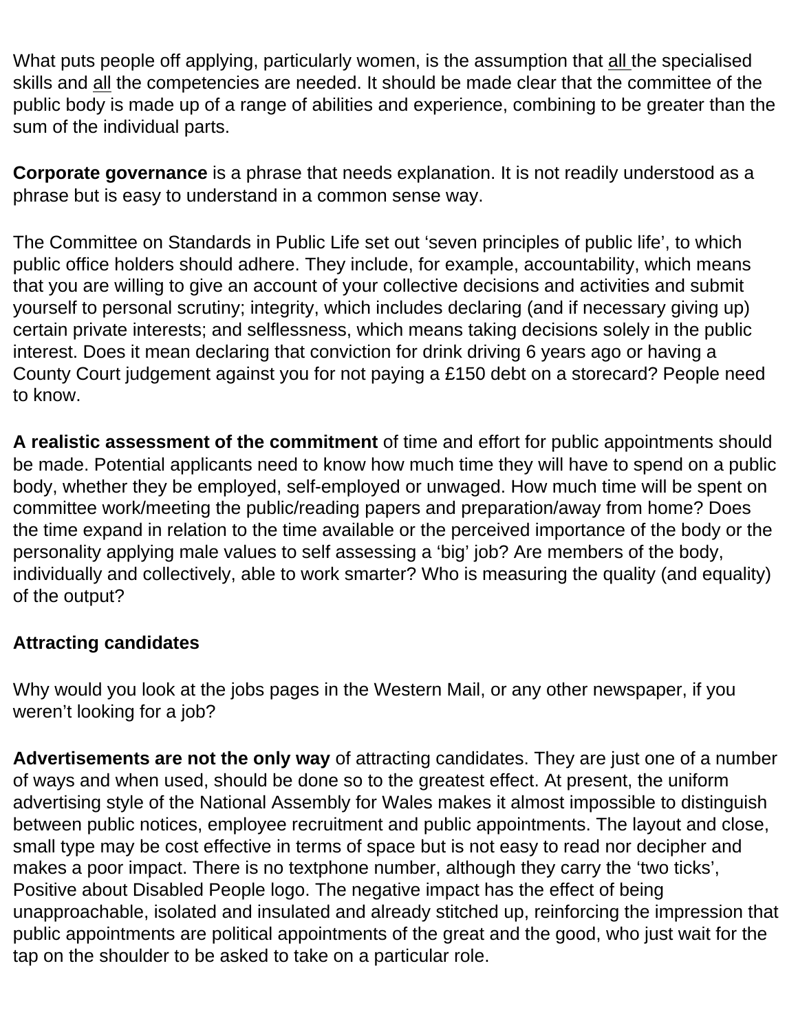What puts people off applying, particularly women, is the assumption that <u>all</u> the specialised skills and <u>all</u> the competencies are needed. It should be made clear that the committee of the public body is made up of a range of abilities and experience, combining to be greater than the sum of the individual parts.

**Corporate governance** is a phrase that needs explanation. It is not readily understood as a phrase but is easy to understand in a common sense way.

The Committee on Standards in Public Life set out 'seven principles of public life', to which public office holders should adhere. They include, for example, accountability, which means that you are willing to give an account of your collective decisions and activities and submit yourself to personal scrutiny; integrity, which includes declaring (and if necessary giving up) certain private interests; and selflessness, which means taking decisions solely in the public interest. Does it mean declaring that conviction for drink driving 6 years ago or having a County Court judgement against you for not paying a £150 debt on a storecard? People need to know.

**A realistic assessment of the commitment** of time and effort for public appointments should be made. Potential applicants need to know how much time they will have to spend on a public body, whether they be employed, self-employed or unwaged. How much time will be spent on committee work/meeting the public/reading papers and preparation/away from home? Does the time expand in relation to the time available or the perceived importance of the body or the personality applying male values to self assessing a 'big' job? Are members of the body, individually and collectively, able to work smarter? Who is measuring the quality (and equality) of the output?

**Attracting candidates**

Why would you look at the jobs pages in the Western Mail, or any other newspaper, if you weren't looking for a job?

**Advertisements are not the only way** of attracting candidates. They are just one of a number of ways and when used, should be done so to the greatest effect. At present, the uniform advertising style of the National Assembly for Wales makes it almost impossible to distinguish between public notices, employee recruitment and public appointments. The layout and close, small type may be cost effective in terms of space but is not easy to read nor decipher and makes a poor impact. There is no textphone number, although they carry the 'two ticks', Positive about Disabled People logo. The negative impact has the effect of being unapproachable, isolated and insulated and already stitched up, reinforcing the impression that public appointments are political appointments of the great and the good, who just wait for the tap on the shoulder to be asked to take on a particular role.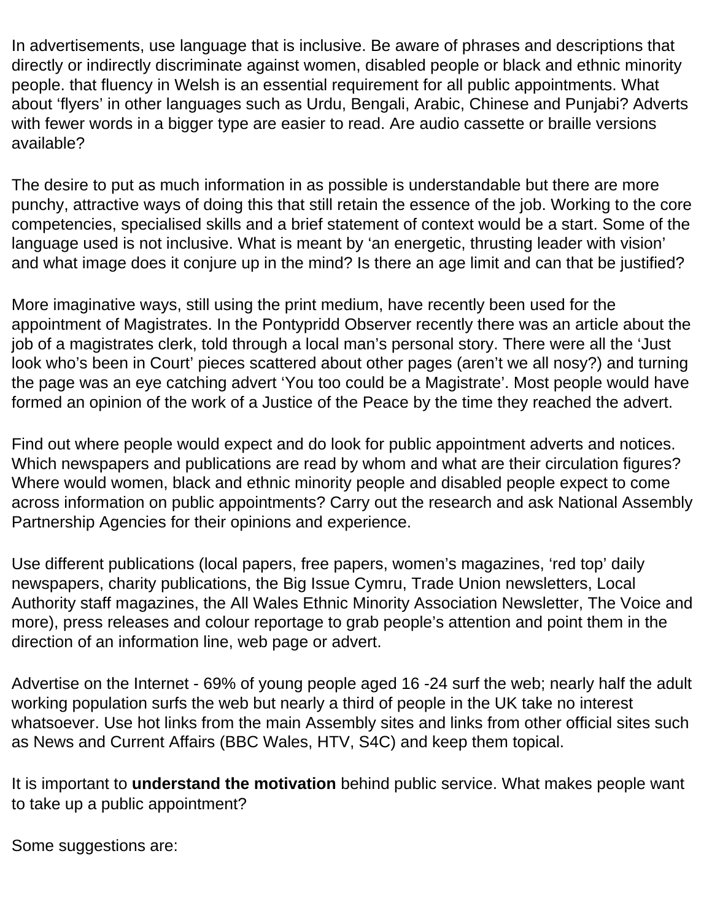In advertisements, use language that is inclusive. Be aware of phrases and descriptions that directly or indirectly discriminate against women, disabled people or black and ethnic minority people. that fluency in Welsh is an essential requirement for all public appointments. What about ‘flyers’ in other languages such as Urdu, Bengali, Arabic, Chinese and Punjabi? Adverts with fewer words in a bigger type are easier to read. Are audio cassette or braille versions available?

The desire to put as much information in as possible is understandable but there are more punchy, attractive ways of doing this that still retain the essence of the job. Working to the core competencies, specialised skills and a brief statement of context would be a start. Some of the language used is not inclusive. What is meant by ‘an energetic, thrusting leader with vision’ and what image does it conjure up in the mind? Is there an age limit and can that be justified?

More imaginative ways, still using the print medium, have recently been used for the appointment of Magistrates. In the Pontypridd Observer recently there was an article about the job of a magistrates clerk, told through a local man’s personal story. There were all the ‘Just look who’s been in Court’ pieces scattered about other pages (aren’t we all nosy?) and turning the page was an eye catching advert ‘You too could be a Magistrate’. Most people would have formed an opinion of the work of a Justice of the Peace by the time they reached the advert.

Find out where people would expect and do look for public appointment adverts and notices. Which newspapers and publications are read by whom and what are their circulation figures? Where would women, black and ethnic minority people and disabled people expect to come across information on public appointments? Carry out the research and ask National Assembly Partnership Agencies for their opinions and experience.

Use different publications (local papers, free papers, women’s magazines, ‘red top’ daily newspapers, charity publications, the Big Issue Cymru, Trade Union newsletters, Local Authority staff magazines, the All Wales Ethnic Minority Association Newsletter, The Voice and more), press releases and colour reportage to grab people’s attention and point them in the direction of an information line, web page or advert.

Advertise on the Internet - 69% of young people aged 16 -24 surf the web; nearly half the adult working population surfs the web but nearly a third of people in the UK take no interest whatsoever. Use hot links from the main Assembly sites and links from other official sites such as News and Current Affairs (BBC Wales, HTV, S4C) and keep them topical.

It is important to **understand the motivation** behind public service. What makes people want to take up a public appointment?

Some suggestions are: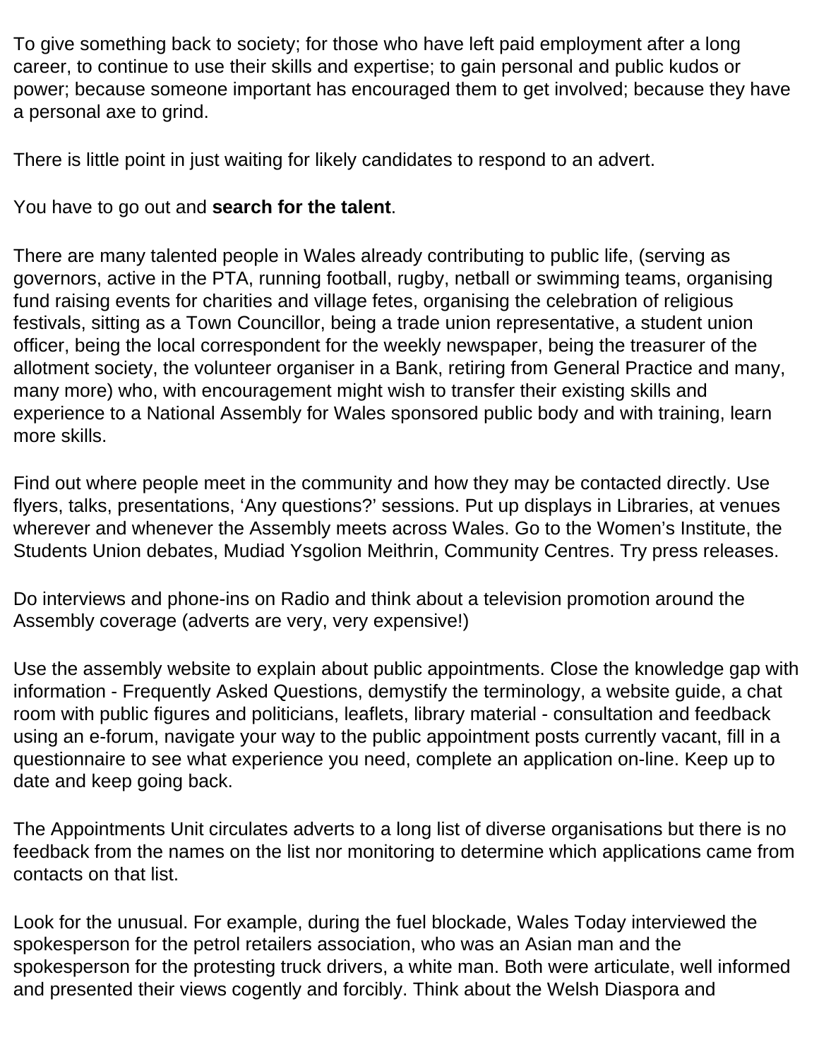To give something back to society; for those who have left paid employment after a long career, to continue to use their skills and expertise; to gain personal and public kudos or power; because someone important has encouraged them to get involved; because they have a personal axe to grind.

There is little point in just waiting for likely candidates to respond to an advert.

You have to go out and **search for the talent**.

There are many talented people in Wales already contributing to public life, (serving as governors, active in the PTA, running football, rugby, netball or swimming teams, organising fund raising events for charities and village fetes, organising the celebration of religious festivals, sitting as a Town Councillor, being a trade union representative, a student union officer, being the local correspondent for the weekly newspaper, being the treasurer of the allotment society, the volunteer organiser in a Bank, retiring from General Practice and many, many more) who, with encouragement might wish to transfer their existing skills and experience to a National Assembly for Wales sponsored public body and with training, learn more skills.

Find out where people meet in the community and how they may be contacted directly. Use flyers, talks, presentations, 'Any questions?' sessions. Put up displays in Libraries, at venues wherever and whenever the Assembly meets across Wales. Go to the Women's Institute, the Students Union debates, Mudiad Ysgolion Meithrin, Community Centres. Try press releases.

Do interviews and phone-ins on Radio and think about a television promotion around the Assembly coverage (adverts are very, very expensive!)

Use the assembly website to explain about public appointments. Close the knowledge gap with information - Frequently Asked Questions, demystify the terminology, a website guide, a chat room with public figures and politicians, leaflets, library material - consultation and feedback using an e-forum, navigate your way to the public appointment posts currently vacant, fill in a questionnaire to see what experience you need, complete an application on-line. Keep up to date and keep going back.

The Appointments Unit circulates adverts to a long list of diverse organisations but there is no feedback from the names on the list nor monitoring to determine which applications came from contacts on that list.

Look for the unusual. For example, during the fuel blockade, Wales Today interviewed the spokesperson for the petrol retailers association, who was an Asian man and the spokesperson for the protesting truck drivers, a white man. Both were articulate, well informed and presented their views cogently and forcibly. Think about the Welsh Diaspora and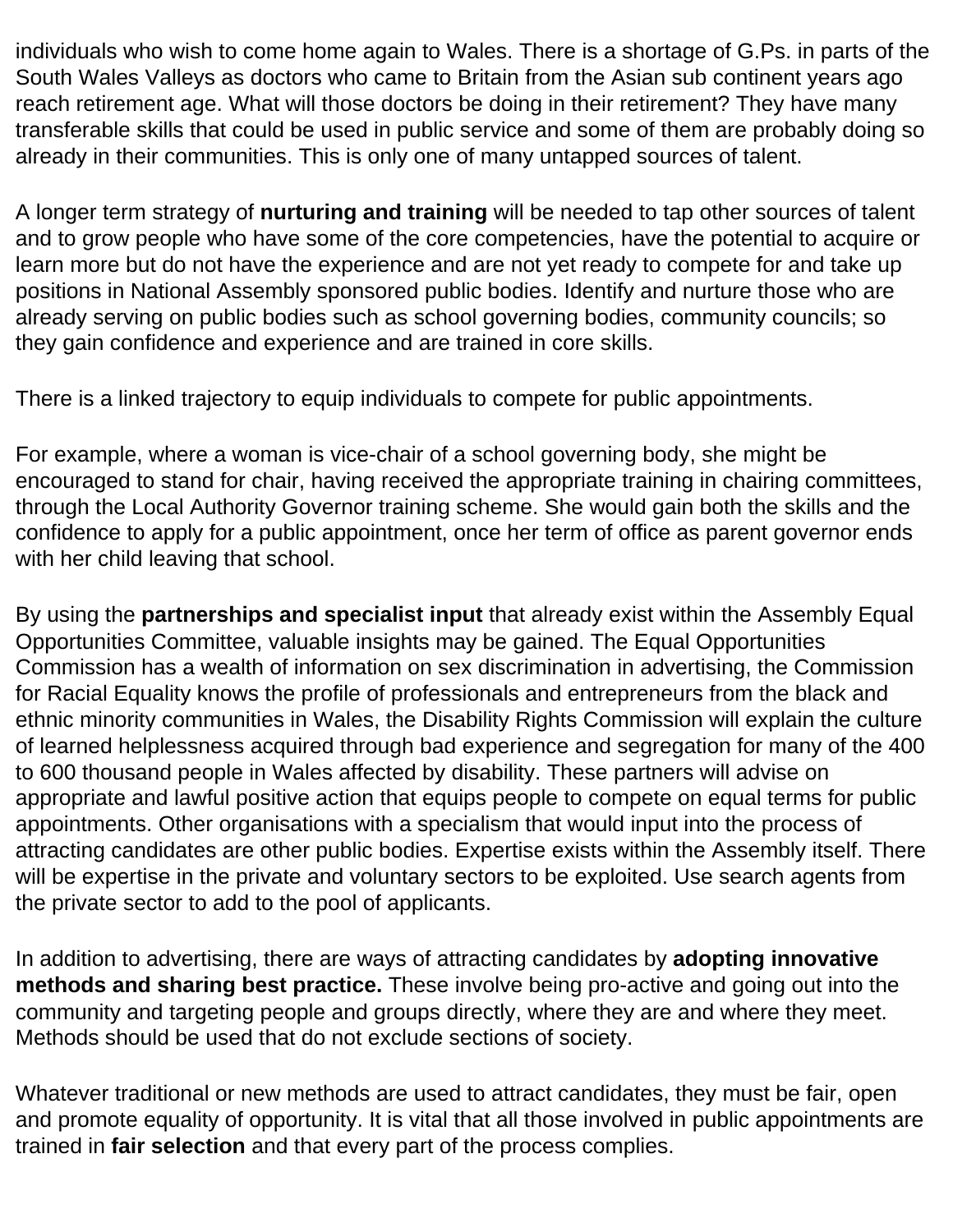individuals who wish to come home again to Wales. There is a shortage of G.Ps. in parts of the South Wales Valleys as doctors who came to Britain from the Asian sub continent years ago reach retirement age. What will those doctors be doing in their retirement? They have many transferable skills that could be used in public service and some of them are probably doing so already in their communities. This is only one of many untapped sources of talent.

A longer term strategy of **nurturing and training** will be needed to tap other sources of talent and to grow people who have some of the core competencies, have the potential to acquire or learn more but do not have the experience and are not yet ready to compete for and take up positions in National Assembly sponsored public bodies. Identify and nurture those who are already serving on public bodies such as school governing bodies, community councils; so they gain confidence and experience and are trained in core skills.

There is a linked trajectory to equip individuals to compete for public appointments.

For example, where a woman is vice-chair of a school governing body, she might be encouraged to stand for chair, having received the appropriate training in chairing committees, through the Local Authority Governor training scheme. She would gain both the skills and the confidence to apply for a public appointment, once her term of office as parent governor ends with her child leaving that school.

By using the **partnerships and specialist input** that already exist within the Assembly Equal Opportunities Committee, valuable insights may be gained. The Equal Opportunities Commission has a wealth of information on sex discrimination in advertising, the Commission for Racial Equality knows the profile of professionals and entrepreneurs from the black and ethnic minority communities in Wales, the Disability Rights Commission will explain the culture of learned helplessness acquired through bad experience and segregation for many of the 400 to 600 thousand people in Wales affected by disability. These partners will advise on appropriate and lawful positive action that equips people to compete on equal terms for public appointments. Other organisations with a specialism that would input into the process of attracting candidates are other public bodies. Expertise exists within the Assembly itself. There will be expertise in the private and voluntary sectors to be exploited. Use search agents from the private sector to add to the pool of applicants.

In addition to advertising, there are ways of attracting candidates by **adopting innovative methods and sharing best practice.** These involve being pro-active and going out into the community and targeting people and groups directly, where they are and where they meet. Methods should be used that do not exclude sections of society.

Whatever traditional or new methods are used to attract candidates, they must be fair, open and promote equality of opportunity. It is vital that all those involved in public appointments are trained in **fair selection** and that every part of the process complies.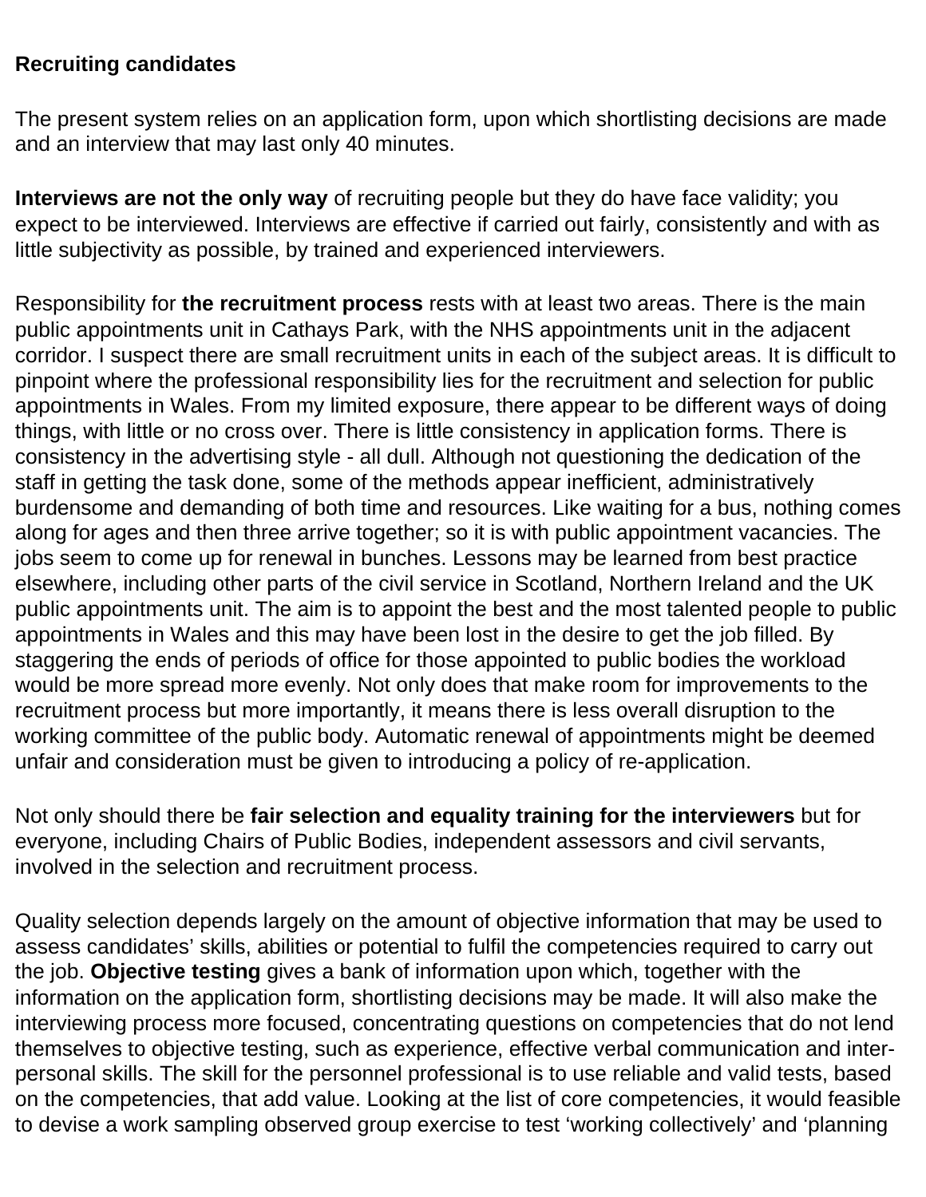**Recruiting candidates**

The present system relies on an application form, upon which shortlisting decisions are made and an interview that may last only 40 minutes.

**Interviews are not the only way** of recruiting people but they do have face validity; you expect to be interviewed. Interviews are effective if carried out fairly, consistently and with as little subjectivity as possible, by trained and experienced interviewers.

Responsibility for **the recruitment process** rests with at least two areas. There is the main public appointments unit in Cathays Park, with the NHS appointments unit in the adjacent corridor. I suspect there are small recruitment units in each of the subject areas. It is difficult to pinpoint where the professional responsibility lies for the recruitment and selection for public appointments in Wales. From my limited exposure, there appear to be different ways of doing things, with little or no cross over. There is little consistency in application forms. There is consistency in the advertising style - all dull. Although not questioning the dedication of the staff in getting the task done, some of the methods appear inefficient, administratively burdensome and demanding of both time and resources. Like waiting for a bus, nothing comes along for ages and then three arrive together; so it is with public appointment vacancies. The jobs seem to come up for renewal in bunches. Lessons may be learned from best practice elsewhere, including other parts of the civil service in Scotland, Northern Ireland and the UK public appointments unit. The aim is to appoint the best and the most talented people to public appointments in Wales and this may have been lost in the desire to get the job filled. By staggering the ends of periods of office for those appointed to public bodies the workload would be more spread more evenly. Not only does that make room for improvements to the recruitment process but more importantly, it means there is less overall disruption to the working committee of the public body. Automatic renewal of appointments might be deemed unfair and consideration must be given to introducing a policy of re-application.

Not only should there be **fair selection and equality training for the interviewers** but for everyone, including Chairs of Public Bodies, independent assessors and civil servants, involved in the selection and recruitment process.

Quality selection depends largely on the amount of objective information that may be used to assess candidates' skills, abilities or potential to fulfil the competencies required to carry out the job. **Objective testing** gives a bank of information upon which, together with the information on the application form, shortlisting decisions may be made. It will also make the interviewing process more focused, concentrating questions on competencies that do not lend themselves to objective testing, such as experience, effective verbal communication and inter-personal skills. The skill for the personnel professional is to use reliable and valid tests, based on the competencies, that add value. Looking at the list of core competencies, it would feasible to devise a work sampling observed group exercise to test 'working collectively' and 'planning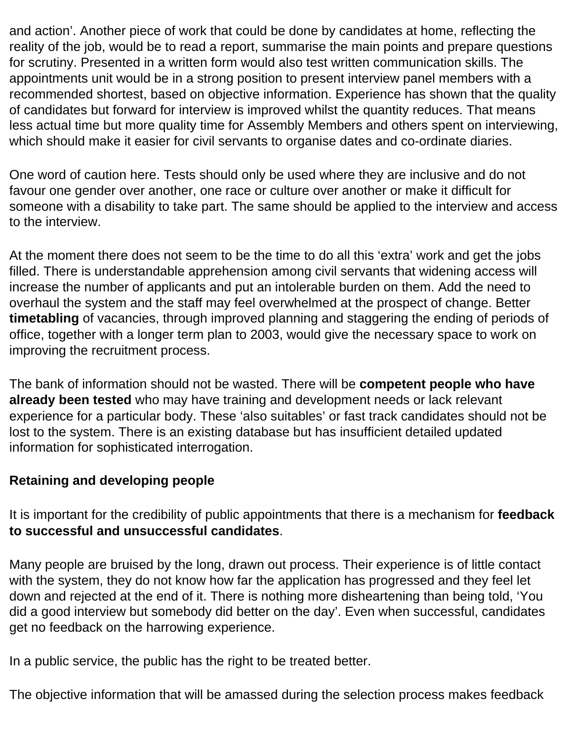and action'. Another piece of work that could be done by candidates at home, reflecting the reality of the job, would be to read a report, summarise the main points and prepare questions for scrutiny. Presented in a written form would also test written communication skills. The appointments unit would be in a strong position to present interview panel members with a recommended shortest, based on objective information. Experience has shown that the quality of candidates but forward for interview is improved whilst the quantity reduces. That means less actual time but more quality time for Assembly Members and others spent on interviewing, which should make it easier for civil servants to organise dates and co-ordinate diaries.

One word of caution here. Tests should only be used where they are inclusive and do not favour one gender over another, one race or culture over another or make it difficult for someone with a disability to take part. The same should be applied to the interview and access to the interview.

At the moment there does not seem to be the time to do all this 'extra' work and get the jobs filled. There is understandable apprehension among civil servants that widening access will increase the number of applicants and put an intolerable burden on them. Add the need to overhaul the system and the staff may feel overwhelmed at the prospect of change. Better **timetabling** of vacancies, through improved planning and staggering the ending of periods of office, together with a longer term plan to 2003, would give the necessary space to work on improving the recruitment process.

The bank of information should not be wasted. There will be **competent people who have already been tested** who may have training and development needs or lack relevant experience for a particular body. These 'also suitables' or fast track candidates should not be lost to the system. There is an existing database but has insufficient detailed updated information for sophisticated interrogation.

**Retaining and developing people**

It is important for the credibility of public appointments that there is a mechanism for **feedback to successful and unsuccessful candidates**.

Many people are bruised by the long, drawn out process. Their experience is of little contact with the system, they do not know how far the application has progressed and they feel let down and rejected at the end of it. There is nothing more disheartening than being told, 'You did a good interview but somebody did better on the day'. Even when successful, candidates get no feedback on the harrowing experience.

In a public service, the public has the right to be treated better.

The objective information that will be amassed during the selection process makes feedback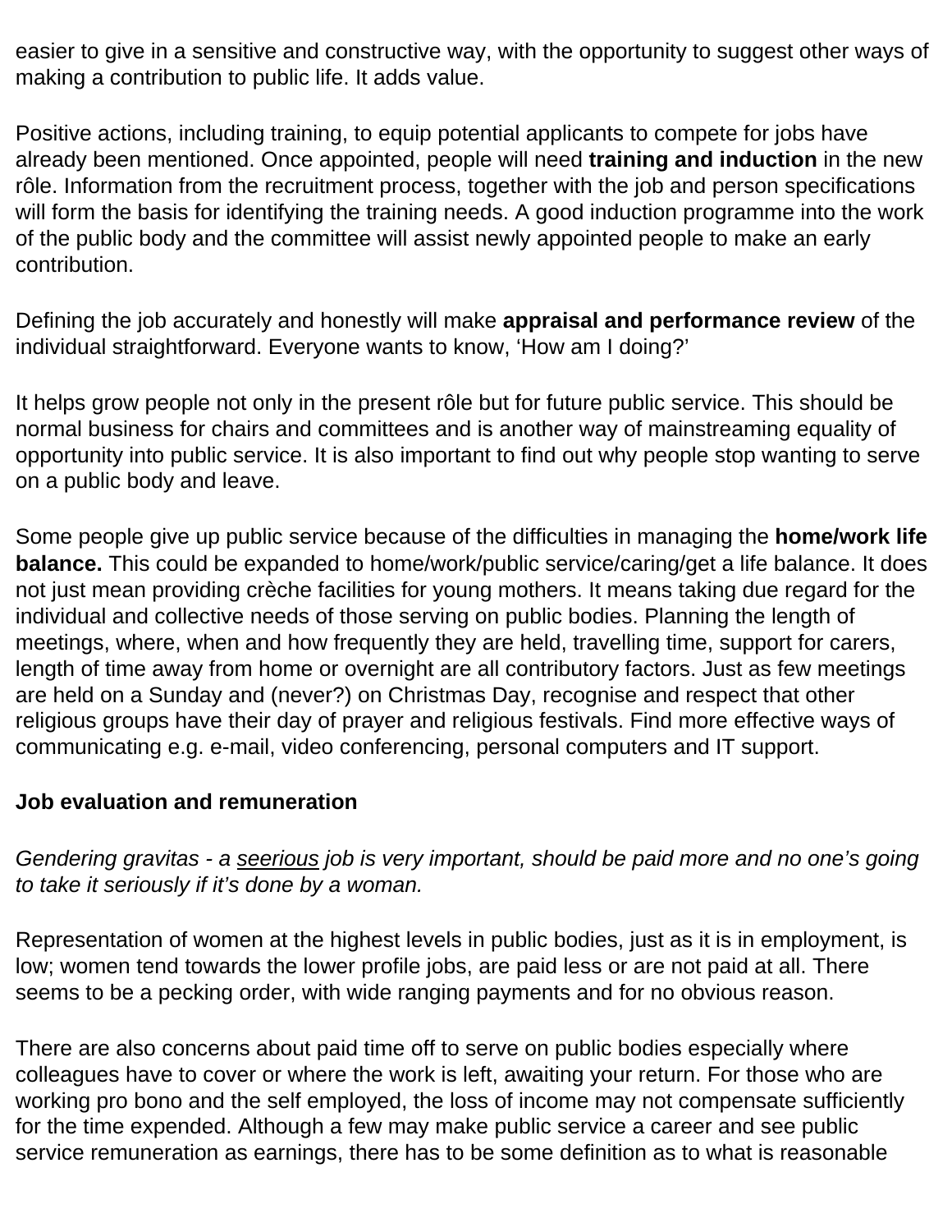easier to give in a sensitive and constructive way, with the opportunity to suggest other ways of making a contribution to public life. It adds value.

Positive actions, including training, to equip potential applicants to compete for jobs have already been mentioned. Once appointed, people will need **training and induction** in the new rôle. Information from the recruitment process, together with the job and person specifications will form the basis for identifying the training needs. A good induction programme into the work of the public body and the committee will assist newly appointed people to make an early contribution.

Defining the job accurately and honestly will make **appraisal and performance review** of the individual straightforward. Everyone wants to know, 'How am I doing?'

It helps grow people not only in the present rôle but for future public service. This should be normal business for chairs and committees and is another way of mainstreaming equality of opportunity into public service. It is also important to find out why people stop wanting to serve on a public body and leave.

Some people give up public service because of the difficulties in managing the **home/work life balance.** This could be expanded to home/work/public service/caring/get a life balance. It does not just mean providing crèche facilities for young mothers. It means taking due regard for the individual and collective needs of those serving on public bodies. Planning the length of meetings, where, when and how frequently they are held, travelling time, support for carers, length of time away from home or overnight are all contributory factors. Just as few meetings are held on a Sunday and (never?) on Christmas Day, recognise and respect that other religious groups have their day of prayer and religious festivals. Find more effective ways of communicating e.g. e-mail, video conferencing, personal computers and IT support.

**Job evaluation and remuneration**

*Gendering gravitas - a <u>seerious</u> job is very important, should be paid more and no one's going to take it seriously if it's done by a woman.*

Representation of women at the highest levels in public bodies, just as it is in employment, is low; women tend towards the lower profile jobs, are paid less or are not paid at all. There seems to be a pecking order, with wide ranging payments and for no obvious reason.

There are also concerns about paid time off to serve on public bodies especially where colleagues have to cover or where the work is left, awaiting your return. For those who are working pro bono and the self employed, the loss of income may not compensate sufficiently for the time expended. Although a few may make public service a career and see public service remuneration as earnings, there has to be some definition as to what is reasonable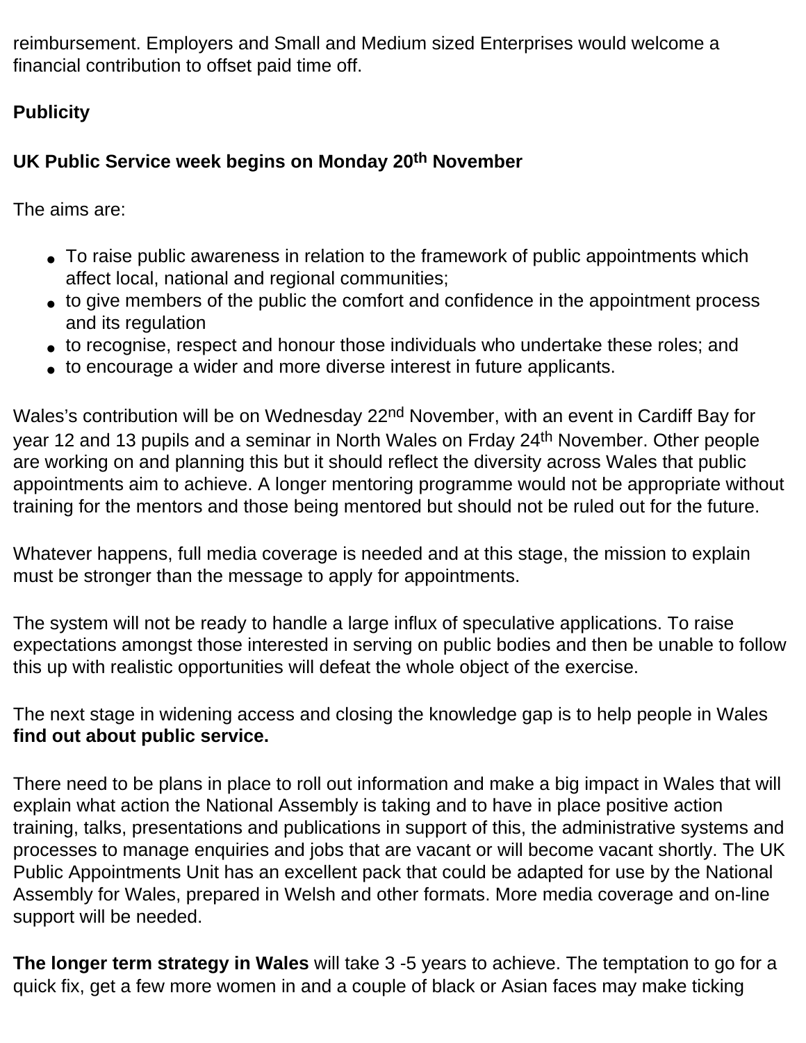reimbursement. Employers and Small and Medium sized Enterprises would welcome a financial contribution to offset paid time off.

**Publicity**

**UK Public Service week begins on Monday 20th November**

The aims are:

- To raise public awareness in relation to the framework of public appointments which affect local, national and regional communities;
- to give members of the public the comfort and confidence in the appointment process and its regulation
- to recognise, respect and honour those individuals who undertake these roles; and
- to encourage a wider and more diverse interest in future applicants.

Wales's contribution will be on Wednesday 22nd November, with an event in Cardiff Bay for year 12 and 13 pupils and a seminar in North Wales on Frday 24th November. Other people are working on and planning this but it should reflect the diversity across Wales that public appointments aim to achieve. A longer mentoring programme would not be appropriate without training for the mentors and those being mentored but should not be ruled out for the future.

Whatever happens, full media coverage is needed and at this stage, the mission to explain must be stronger than the message to apply for appointments.

The system will not be ready to handle a large influx of speculative applications. To raise expectations amongst those interested in serving on public bodies and then be unable to follow this up with realistic opportunities will defeat the whole object of the exercise.

The next stage in widening access and closing the knowledge gap is to help people in Wales **find out about public service.**

There need to be plans in place to roll out information and make a big impact in Wales that will explain what action the National Assembly is taking and to have in place positive action training, talks, presentations and publications in support of this, the administrative systems and processes to manage enquiries and jobs that are vacant or will become vacant shortly. The UK Public Appointments Unit has an excellent pack that could be adapted for use by the National Assembly for Wales, prepared in Welsh and other formats. More media coverage and on-line support will be needed.

**The longer term strategy in Wales** will take 3 -5 years to achieve. The temptation to go for a quick fix, get a few more women in and a couple of black or Asian faces may make ticking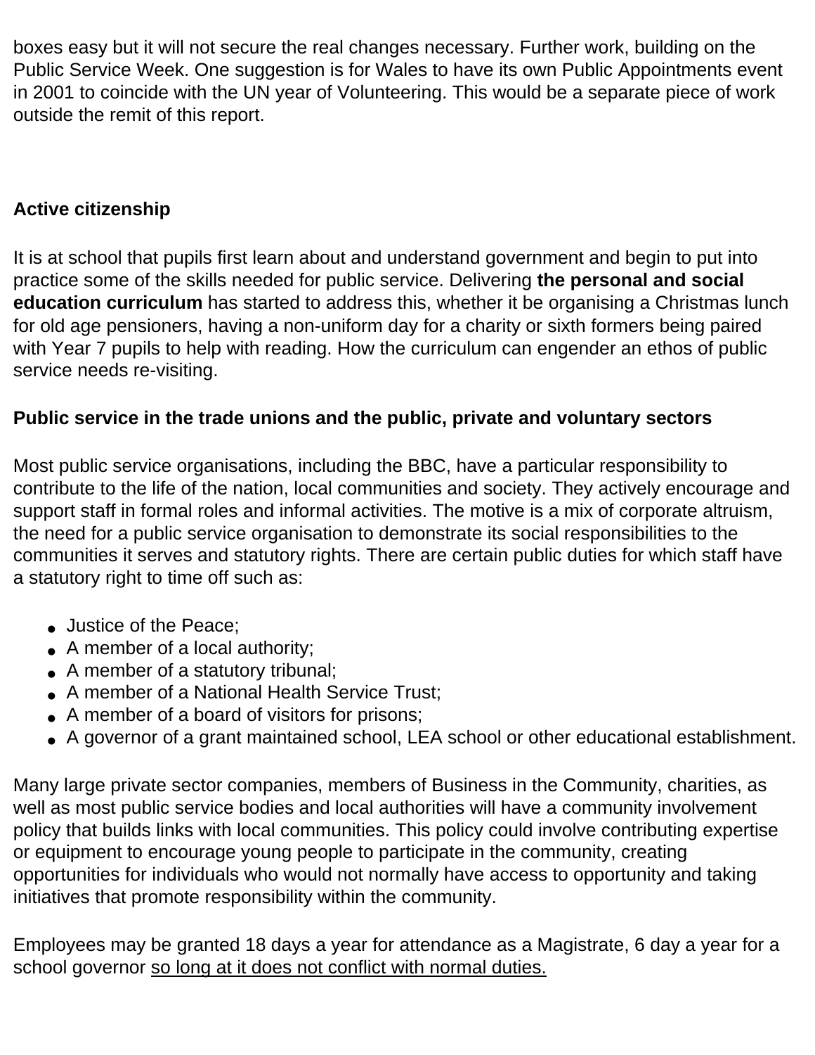boxes easy but it will not secure the real changes necessary. Further work, building on the Public Service Week. One suggestion is for Wales to have its own Public Appointments event in 2001 to coincide with the UN year of Volunteering. This would be a separate piece of work outside the remit of this report.

**Active citizenship**

It is at school that pupils first learn about and understand government and begin to put into practice some of the skills needed for public service. Delivering **the personal and social education curriculum** has started to address this, whether it be organising a Christmas lunch for old age pensioners, having a non-uniform day for a charity or sixth formers being paired with Year 7 pupils to help with reading. How the curriculum can engender an ethos of public service needs re-visiting.

**Public service in the trade unions and the public, private and voluntary sectors**

Most public service organisations, including the BBC, have a particular responsibility to contribute to the life of the nation, local communities and society. They actively encourage and support staff in formal roles and informal activities. The motive is a mix of corporate altruism, the need for a public service organisation to demonstrate its social responsibilities to the communities it serves and statutory rights. There are certain public duties for which staff have a statutory right to time off such as:

- Justice of the Peace;
- A member of a local authority;
- A member of a statutory tribunal;
- A member of a National Health Service Trust;
- A member of a board of visitors for prisons;
- A governor of a grant maintained school, LEA school or other educational establishment.

Many large private sector companies, members of Business in the Community, charities, as well as most public service bodies and local authorities will have a community involvement policy that builds links with local communities. This policy could involve contributing expertise or equipment to encourage young people to participate in the community, creating opportunities for individuals who would not normally have access to opportunity and taking initiatives that promote responsibility within the community.

Employees may be granted 18 days a year for attendance as a Magistrate, 6 day a year for a school governor <u>so long at it does not conflict with normal duties.</u>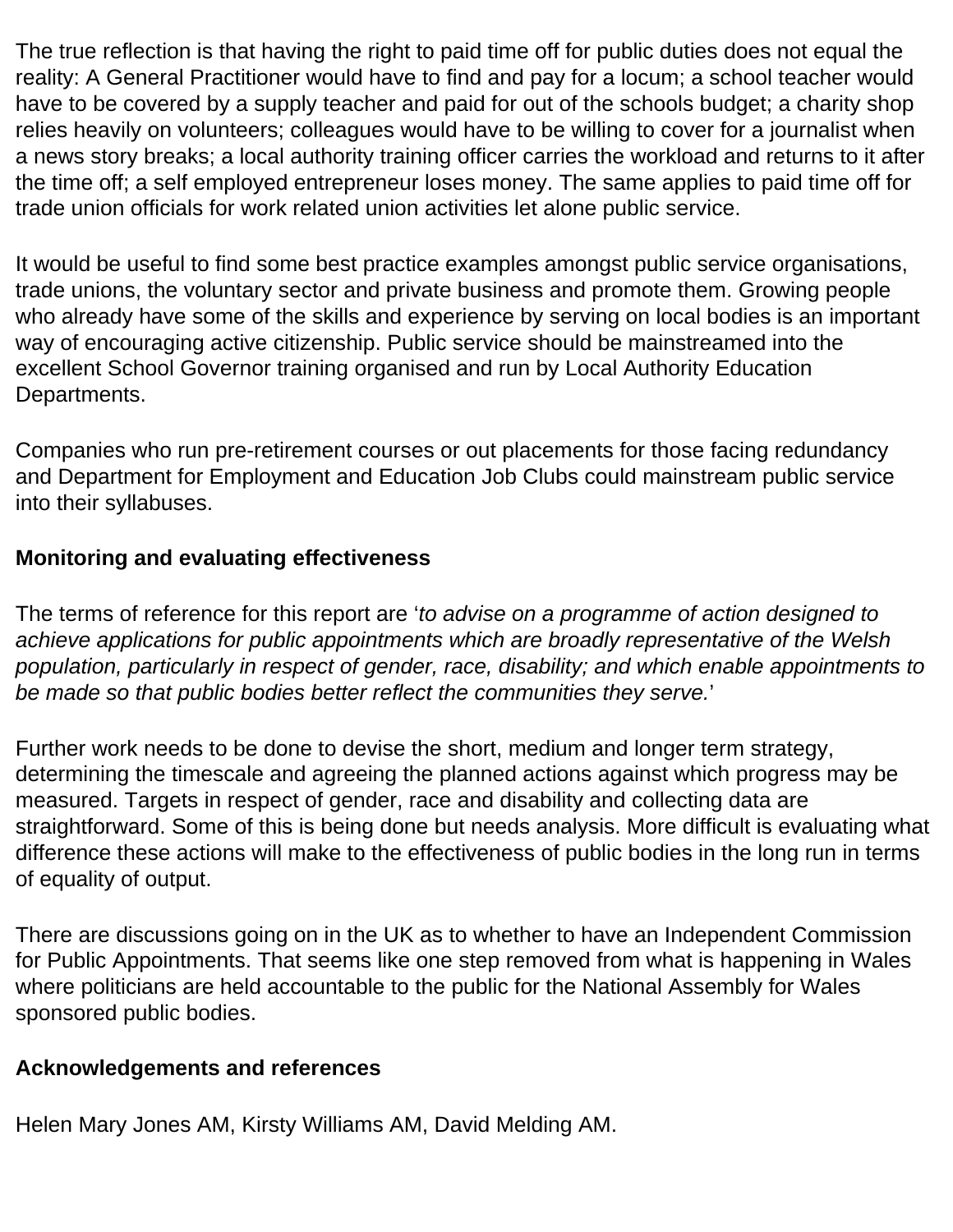The true reflection is that having the right to paid time off for public duties does not equal the reality: A General Practitioner would have to find and pay for a locum; a school teacher would have to be covered by a supply teacher and paid for out of the schools budget; a charity shop relies heavily on volunteers; colleagues would have to be willing to cover for a journalist when a news story breaks; a local authority training officer carries the workload and returns to it after the time off; a self employed entrepreneur loses money. The same applies to paid time off for trade union officials for work related union activities let alone public service.

It would be useful to find some best practice examples amongst public service organisations, trade unions, the voluntary sector and private business and promote them. Growing people who already have some of the skills and experience by serving on local bodies is an important way of encouraging active citizenship. Public service should be mainstreamed into the excellent School Governor training organised and run by Local Authority Education Departments.

Companies who run pre-retirement courses or out placements for those facing redundancy and Department for Employment and Education Job Clubs could mainstream public service into their syllabuses.

**Monitoring and evaluating effectiveness**

The terms of reference for this report are '*to advise on a programme of action designed to achieve applications for public appointments which are broadly representative of the Welsh population, particularly in respect of gender, race, disability; and which enable appointments to be made so that public bodies better reflect the communities they serve.*'

Further work needs to be done to devise the short, medium and longer term strategy, determining the timescale and agreeing the planned actions against which progress may be measured. Targets in respect of gender, race and disability and collecting data are straightforward. Some of this is being done but needs analysis. More difficult is evaluating what difference these actions will make to the effectiveness of public bodies in the long run in terms of equality of output.

There are discussions going on in the UK as to whether to have an Independent Commission for Public Appointments. That seems like one step removed from what is happening in Wales where politicians are held accountable to the public for the National Assembly for Wales sponsored public bodies.

**Acknowledgements and references**

Helen Mary Jones AM, Kirsty Williams AM, David Melding AM.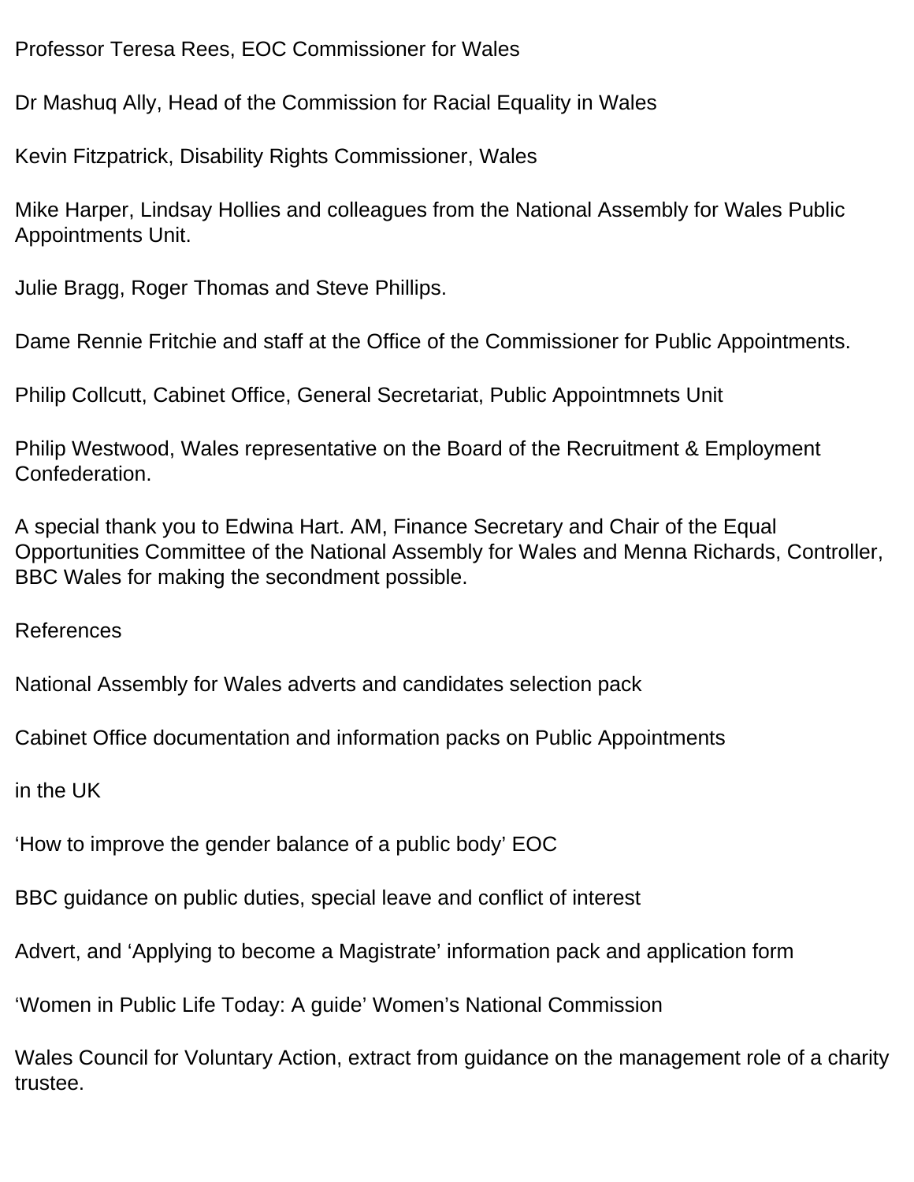Professor Teresa Rees, EOC Commissioner for Wales

Dr Mashuq Ally, Head of the Commission for Racial Equality in Wales

Kevin Fitzpatrick, Disability Rights Commissioner, Wales

Mike Harper, Lindsay Hollies and colleagues from the National Assembly for Wales Public Appointments Unit.

Julie Bragg, Roger Thomas and Steve Phillips.

Dame Rennie Fritchie and staff at the Office of the Commissioner for Public Appointments.

Philip Collcutt, Cabinet Office, General Secretariat, Public Appointmnets Unit

Philip Westwood, Wales representative on the Board of the Recruitment & Employment Confederation.

A special thank you to Edwina Hart. AM, Finance Secretary and Chair of the Equal Opportunities Committee of the National Assembly for Wales and Menna Richards, Controller, BBC Wales for making the secondment possible.

## References

National Assembly for Wales adverts and candidates selection pack

Cabinet Office documentation and information packs on Public Appointments

in the UK

'How to improve the gender balance of a public body' EOC

BBC guidance on public duties, special leave and conflict of interest

Advert, and 'Applying to become a Magistrate' information pack and application form

'Women in Public Life Today: A guide' Women's National Commission

Wales Council for Voluntary Action, extract from guidance on the management role of a charity trustee.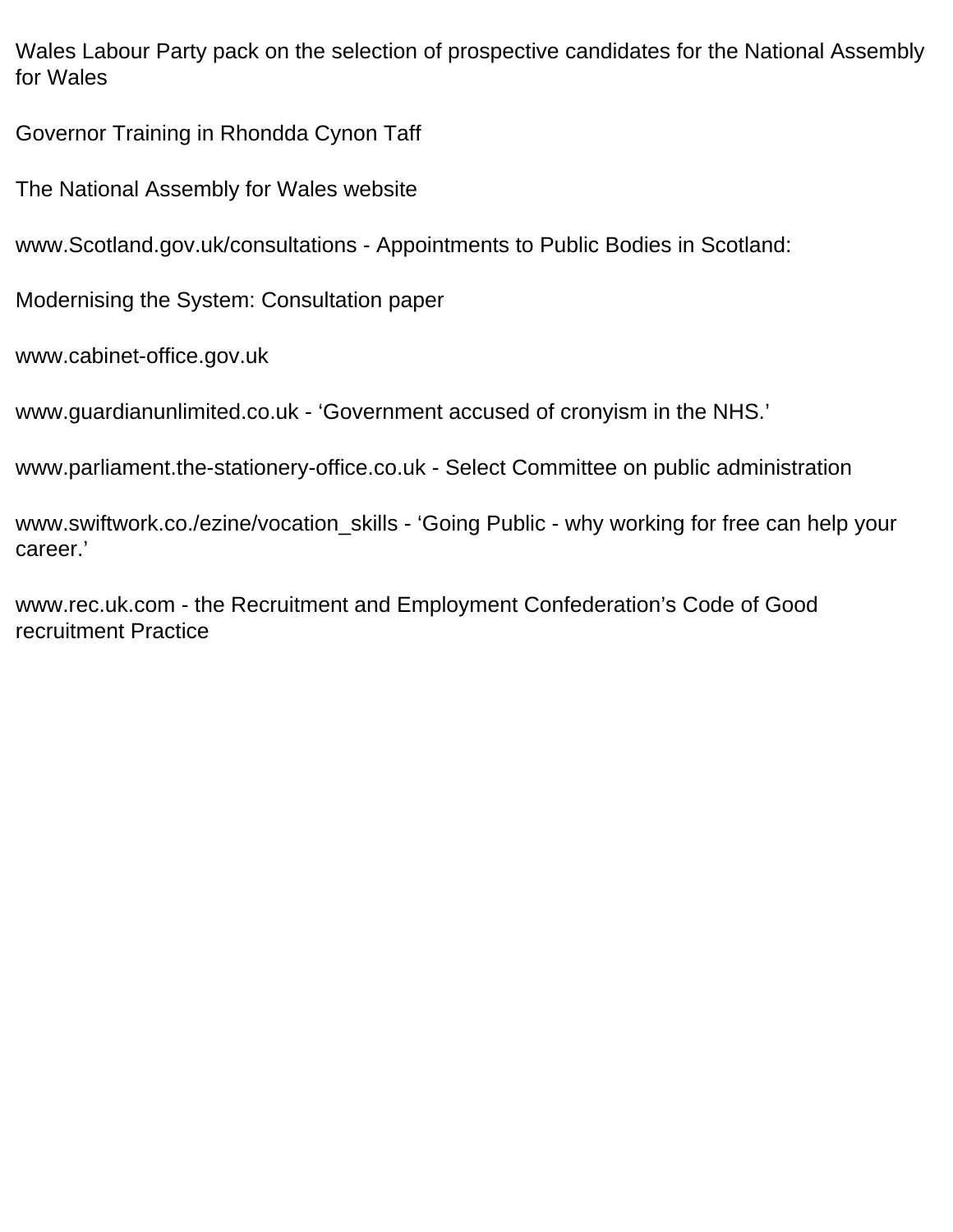Wales Labour Party pack on the selection of prospective candidates for the National Assembly for Wales

Governor Training in Rhondda Cynon Taff

The National Assembly for Wales website

www.Scotland.gov.uk/consultations - Appointments to Public Bodies in Scotland:

Modernising the System: Consultation paper

www.cabinet-office.gov.uk

www.guardianunlimited.co.uk - 'Government accused of cronyism in the NHS.'

www.parliament.the-stationery-office.co.uk - Select Committee on public administration

www.swiftwork.co./ezine/vocation_skills - 'Going Public - why working for free can help your career.'

www.rec.uk.com - the Recruitment and Employment Confederation's Code of Good recruitment Practice